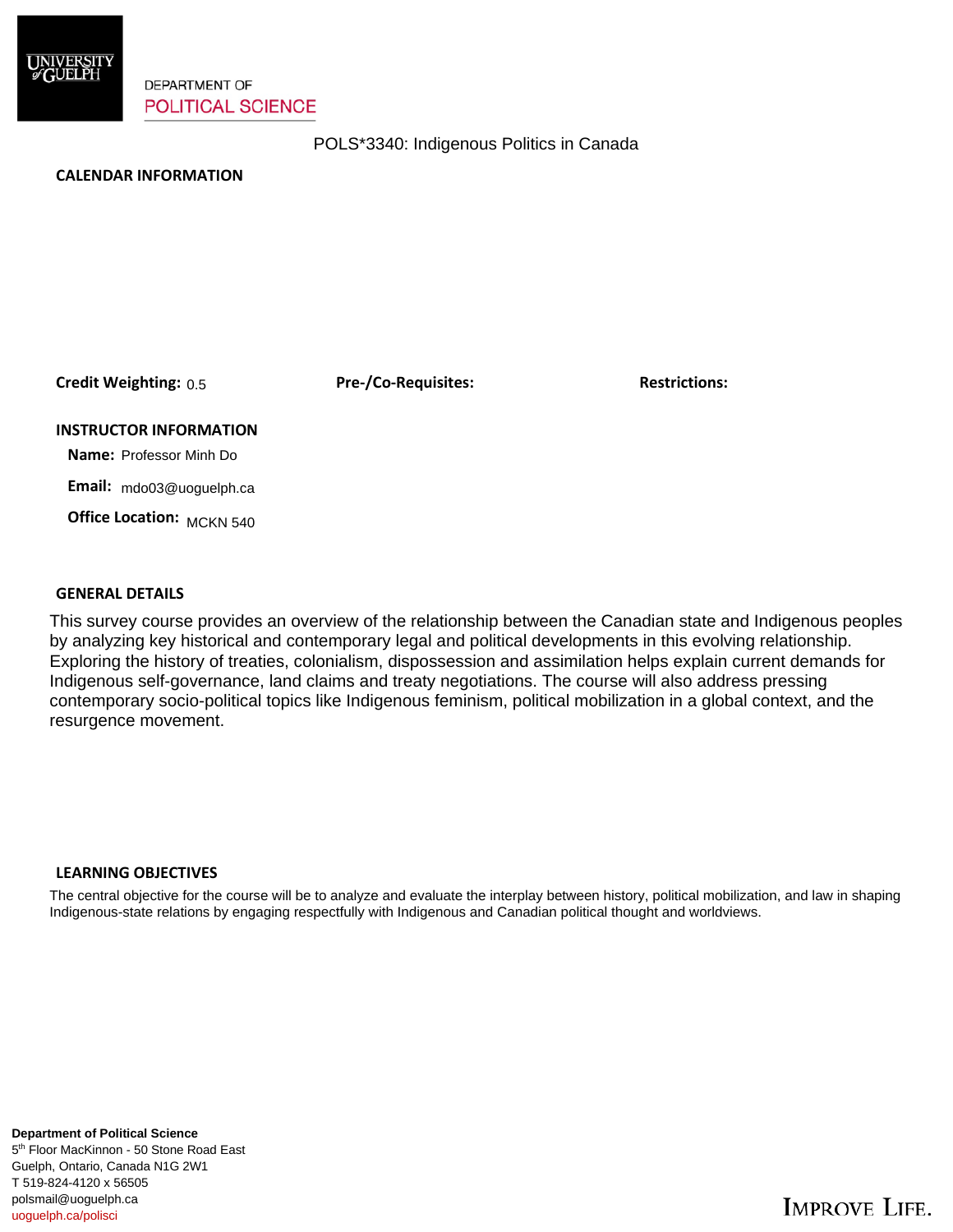DEPARTMENT OF
POLITICAL SCIENCE

# POLS*3340: Indigenous Politics in Canada

## CALENDAR INFORMATION

**Credit Weighting:** 0.5

**Pre-/Co-Requisites:**

**Restrictions:**

## INSTRUCTOR INFORMATION

**Name:** Professor Minh Do

**Email:** mdo03@uoguelph.ca

**Office Location:** MCKN 540

## GENERAL DETAILS

This survey course provides an overview of the relationship between the Canadian state and Indigenous peoples by analyzing key historical and contemporary legal and political developments in this evolving relationship. Exploring the history of treaties, colonialism, dispossession and assimilation helps explain current demands for Indigenous self-governance, land claims and treaty negotiations. The course will also address pressing contemporary socio-political topics like Indigenous feminism, political mobilization in a global context, and the resurgence movement.

## LEARNING OBJECTIVES

The central objective for the course will be to analyze and evaluate the interplay between history, political mobilization, and law in shaping Indigenous-state relations by engaging respectfully with Indigenous and Canadian political thought and worldviews.

**Department of Political Science**
5th Floor MacKinnon - 50 Stone Road East
Guelph, Ontario, Canada N1G 2W1
T 519-824-4120 x 56505
polsmail@uoguelph.ca
uoguelph.ca/polisci

IMPROVE LIFE.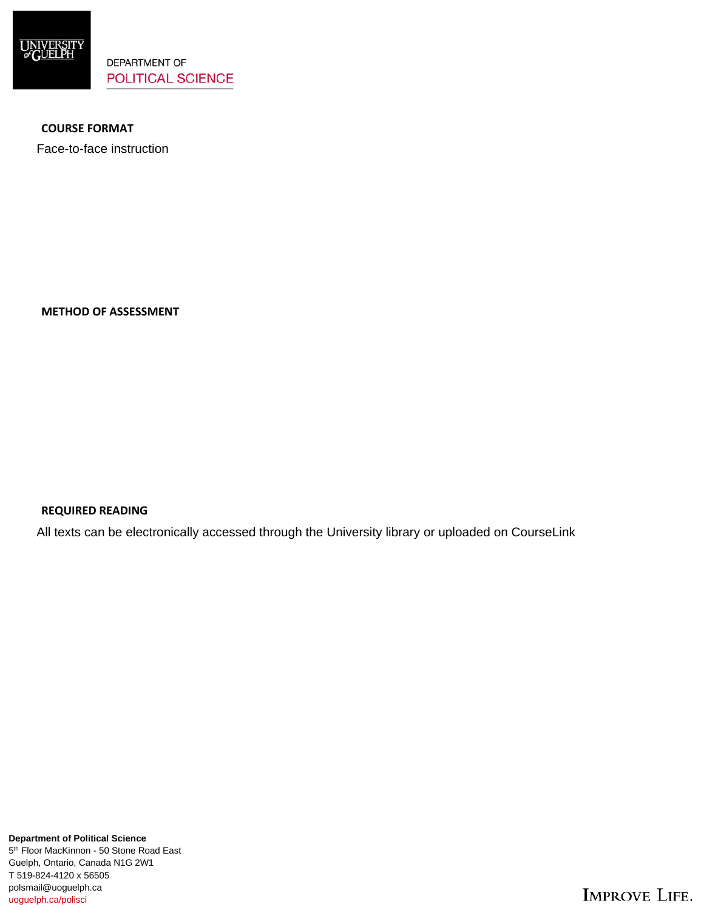## COURSE FORMAT

Face-to-face instruction

## METHOD OF ASSESSMENT

## REQUIRED READING

All texts can be electronically accessed through the University library or uploaded on CourseLink